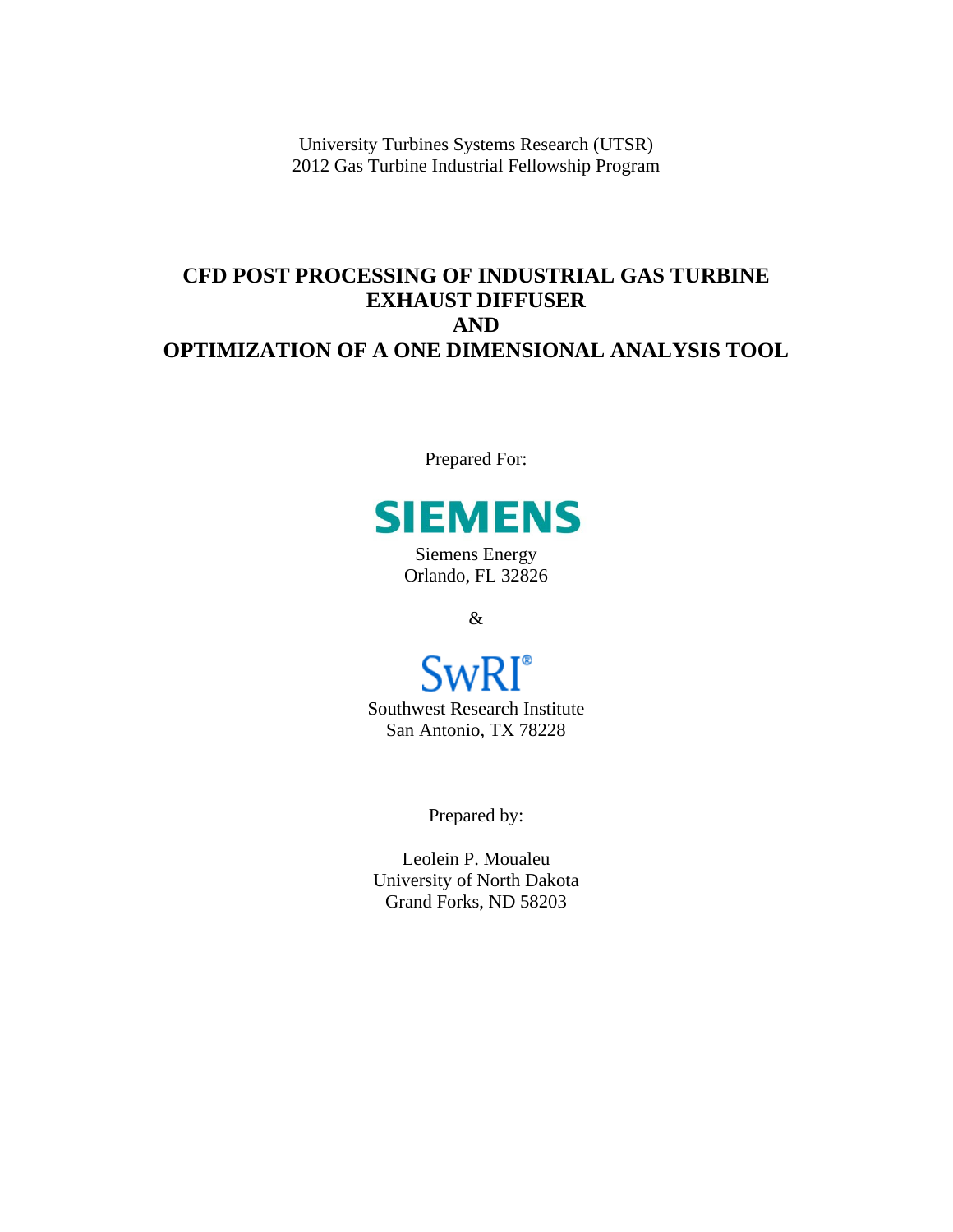University Turbines Systems Research (UTSR)
2012 Gas Turbine Industrial Fellowship Program

# CFD POST PROCESSING OF INDUSTRIAL GAS TURBINE EXHAUST DIFFUSER AND OPTIMIZATION OF A ONE DIMENSIONAL ANALYSIS TOOL

Prepared For:

SIEMENS

Siemens Energy
Orlando, FL 32826

&

SwRI®

Southwest Research Institute
San Antonio, TX 78228

Prepared by:

Leolein P. Moualeu
University of North Dakota
Grand Forks, ND 58203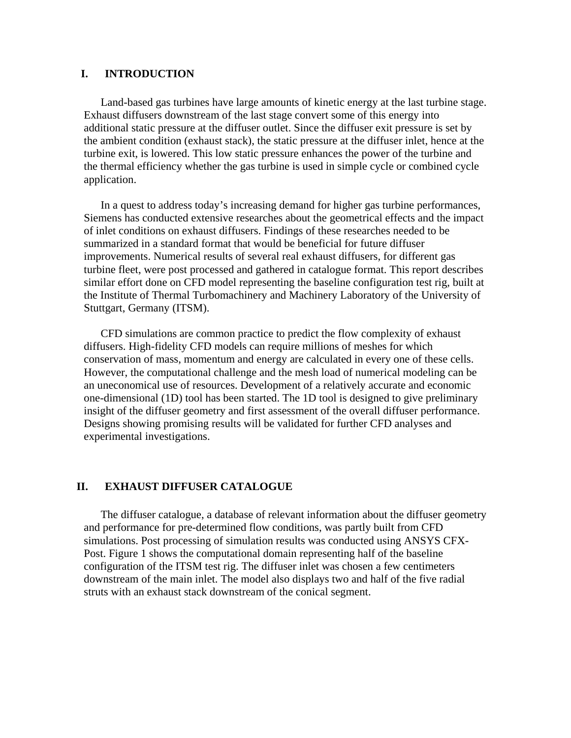## I. INTRODUCTION

Land-based gas turbines have large amounts of kinetic energy at the last turbine stage. Exhaust diffusers downstream of the last stage convert some of this energy into additional static pressure at the diffuser outlet. Since the diffuser exit pressure is set by the ambient condition (exhaust stack), the static pressure at the diffuser inlet, hence at the turbine exit, is lowered. This low static pressure enhances the power of the turbine and the thermal efficiency whether the gas turbine is used in simple cycle or combined cycle application.

In a quest to address today's increasing demand for higher gas turbine performances, Siemens has conducted extensive researches about the geometrical effects and the impact of inlet conditions on exhaust diffusers. Findings of these researches needed to be summarized in a standard format that would be beneficial for future diffuser improvements. Numerical results of several real exhaust diffusers, for different gas turbine fleet, were post processed and gathered in catalogue format. This report describes similar effort done on CFD model representing the baseline configuration test rig, built at the Institute of Thermal Turbomachinery and Machinery Laboratory of the University of Stuttgart, Germany (ITSM).

CFD simulations are common practice to predict the flow complexity of exhaust diffusers. High-fidelity CFD models can require millions of meshes for which conservation of mass, momentum and energy are calculated in every one of these cells. However, the computational challenge and the mesh load of numerical modeling can be an uneconomical use of resources. Development of a relatively accurate and economic one-dimensional (1D) tool has been started. The 1D tool is designed to give preliminary insight of the diffuser geometry and first assessment of the overall diffuser performance. Designs showing promising results will be validated for further CFD analyses and experimental investigations.

## II. EXHAUST DIFFUSER CATALOGUE

The diffuser catalogue, a database of relevant information about the diffuser geometry and performance for pre-determined flow conditions, was partly built from CFD simulations. Post processing of simulation results was conducted using ANSYS CFX-Post. Figure 1 shows the computational domain representing half of the baseline configuration of the ITSM test rig. The diffuser inlet was chosen a few centimeters downstream of the main inlet. The model also displays two and half of the five radial struts with an exhaust stack downstream of the conical segment.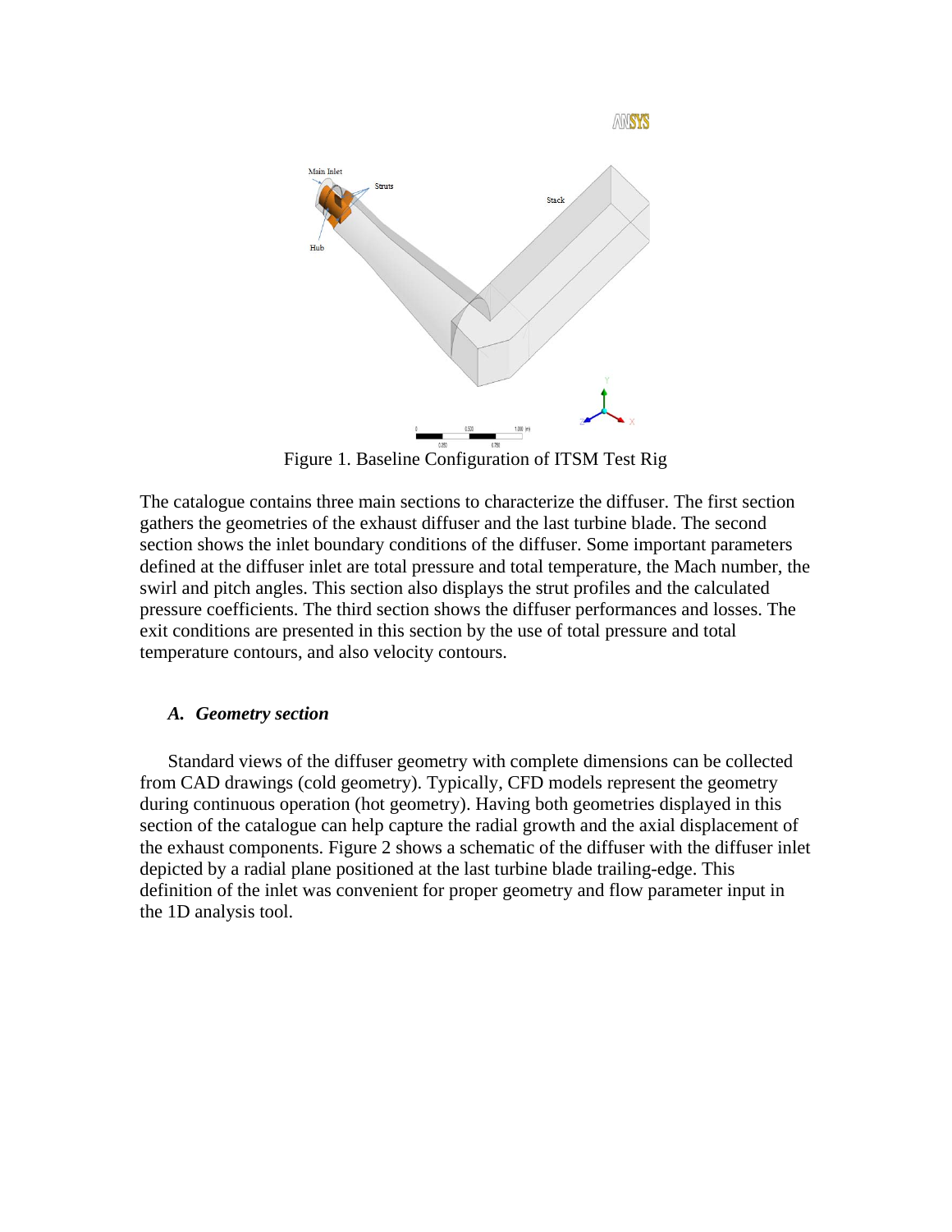Figure 1. Baseline Configuration of ITSM Test Rig

The catalogue contains three main sections to characterize the diffuser. The first section gathers the geometries of the exhaust diffuser and the last turbine blade. The second section shows the inlet boundary conditions of the diffuser. Some important parameters defined at the diffuser inlet are total pressure and total temperature, the Mach number, the swirl and pitch angles. This section also displays the strut profiles and the calculated pressure coefficients. The third section shows the diffuser performances and losses. The exit conditions are presented in this section by the use of total pressure and total temperature contours, and also velocity contours.

### *A. Geometry section*

Standard views of the diffuser geometry with complete dimensions can be collected from CAD drawings (cold geometry). Typically, CFD models represent the geometry during continuous operation (hot geometry). Having both geometries displayed in this section of the catalogue can help capture the radial growth and the axial displacement of the exhaust components. Figure 2 shows a schematic of the diffuser with the diffuser inlet depicted by a radial plane positioned at the last turbine blade trailing-edge. This definition of the inlet was convenient for proper geometry and flow parameter input in the 1D analysis tool.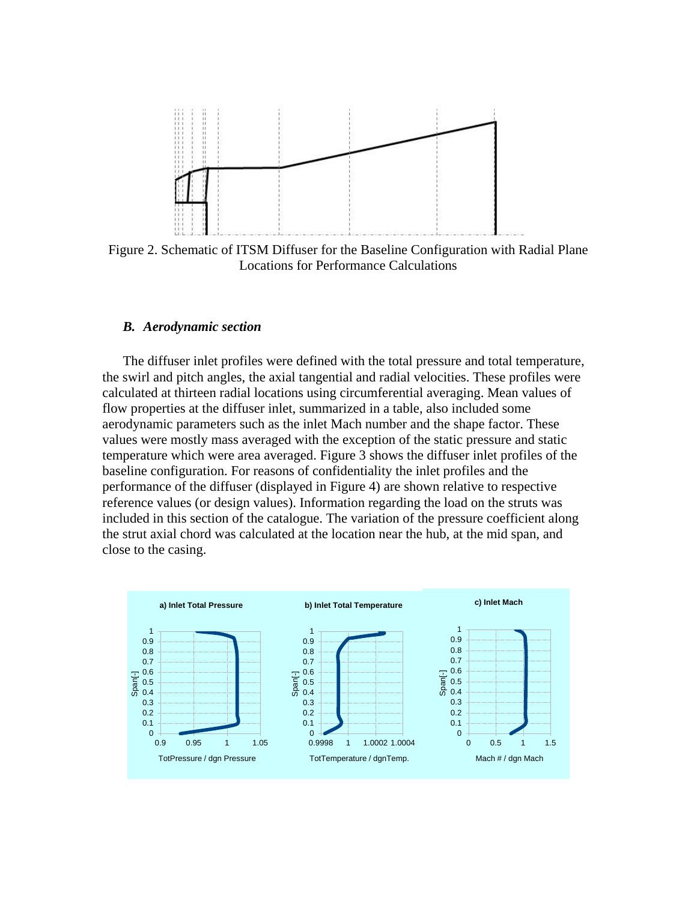Figure 2. Schematic of ITSM Diffuser for the Baseline Configuration with Radial Plane Locations for Performance Calculations

### *B. Aerodynamic section*

The diffuser inlet profiles were defined with the total pressure and total temperature, the swirl and pitch angles, the axial tangential and radial velocities. These profiles were calculated at thirteen radial locations using circumferential averaging. Mean values of flow properties at the diffuser inlet, summarized in a table, also included some aerodynamic parameters such as the inlet Mach number and the shape factor. These values were mostly mass averaged with the exception of the static pressure and static temperature which were area averaged. Figure 3 shows the diffuser inlet profiles of the baseline configuration. For reasons of confidentiality the inlet profiles and the performance of the diffuser (displayed in Figure 4) are shown relative to respective reference values (or design values). Information regarding the load on the struts was included in this section of the catalogue. The variation of the pressure coefficient along the strut axial chord was calculated at the location near the hub, at the mid span, and close to the casing.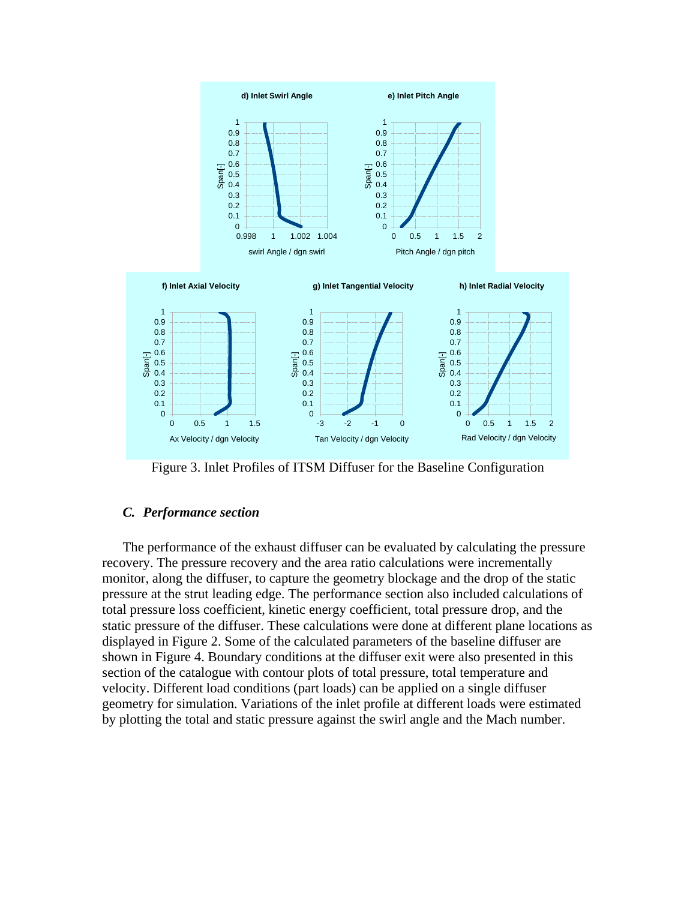Figure 3. Inlet Profiles of ITSM Diffuser for the Baseline Configuration

### *C. Performance section*

The performance of the exhaust diffuser can be evaluated by calculating the pressure recovery. The pressure recovery and the area ratio calculations were incrementally monitor, along the diffuser, to capture the geometry blockage and the drop of the static pressure at the strut leading edge. The performance section also included calculations of total pressure loss coefficient, kinetic energy coefficient, total pressure drop, and the static pressure of the diffuser. These calculations were done at different plane locations as displayed in Figure 2. Some of the calculated parameters of the baseline diffuser are shown in Figure 4. Boundary conditions at the diffuser exit were also presented in this section of the catalogue with contour plots of total pressure, total temperature and velocity. Different load conditions (part loads) can be applied on a single diffuser geometry for simulation. Variations of the inlet profile at different loads were estimated by plotting the total and static pressure against the swirl angle and the Mach number.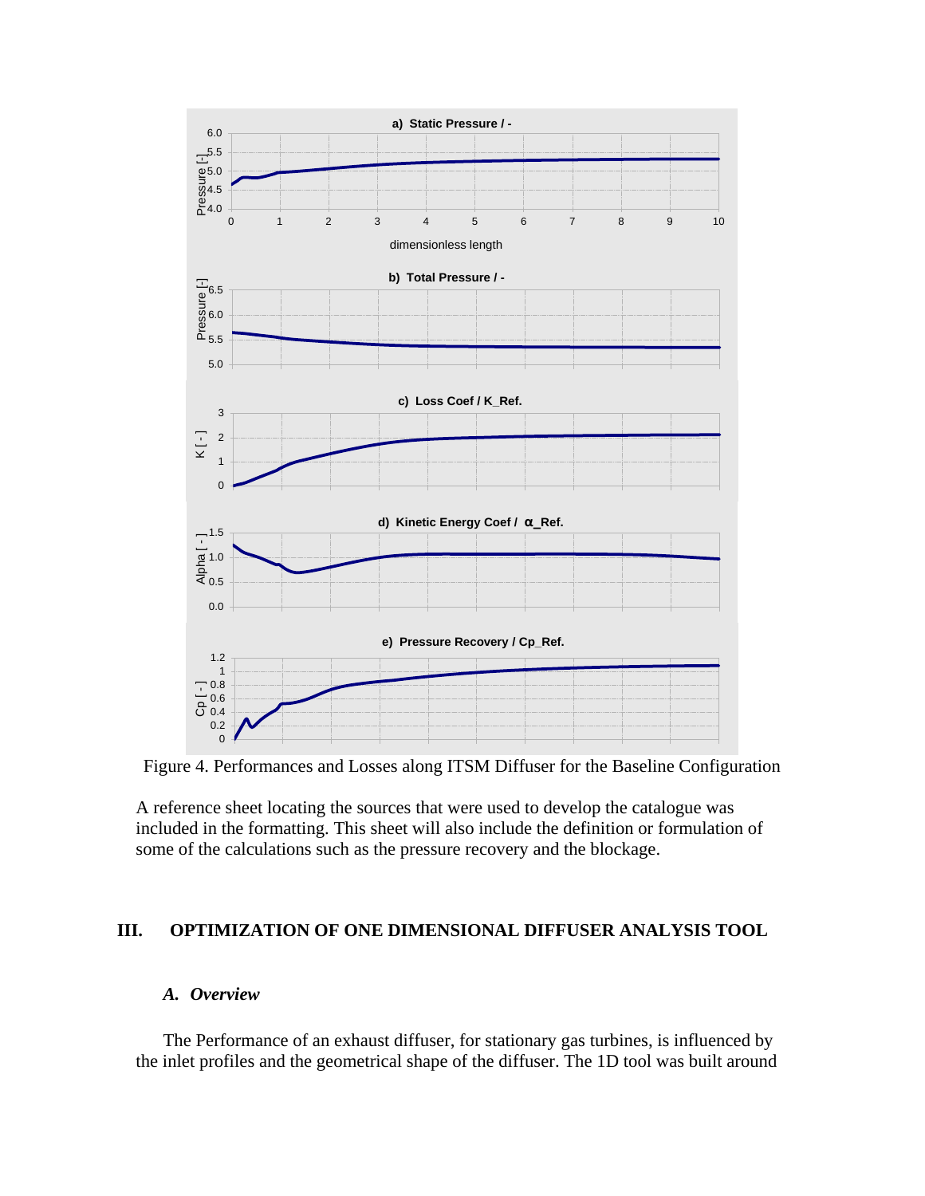Figure 4. Performances and Losses along ITSM Diffuser for the Baseline Configuration

A reference sheet locating the sources that were used to develop the catalogue was included in the formatting. This sheet will also include the definition or formulation of some of the calculations such as the pressure recovery and the blockage.

## III. OPTIMIZATION OF ONE DIMENSIONAL DIFFUSER ANALYSIS TOOL

### *A. Overview*

The Performance of an exhaust diffuser, for stationary gas turbines, is influenced by the inlet profiles and the geometrical shape of the diffuser. The 1D tool was built around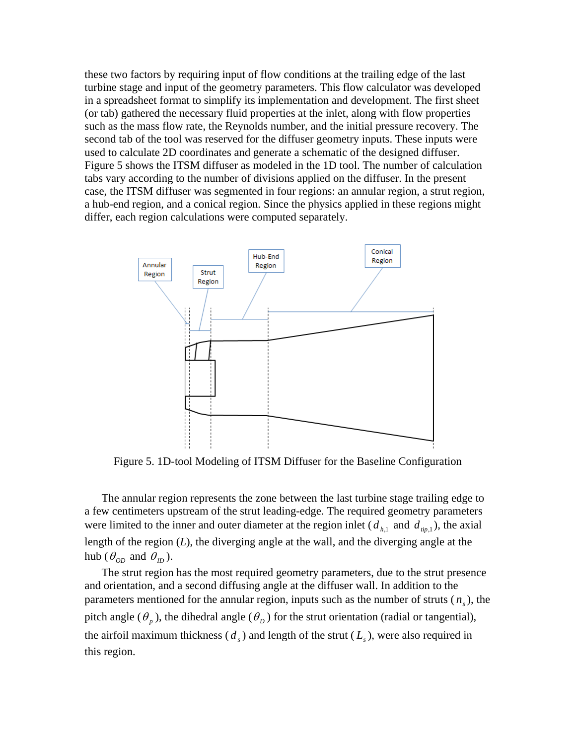these two factors by requiring input of flow conditions at the trailing edge of the last turbine stage and input of the geometry parameters. This flow calculator was developed in a spreadsheet format to simplify its implementation and development. The first sheet (or tab) gathered the necessary fluid properties at the inlet, along with flow properties such as the mass flow rate, the Reynolds number, and the initial pressure recovery. The second tab of the tool was reserved for the diffuser geometry inputs. These inputs were used to calculate 2D coordinates and generate a schematic of the designed diffuser. Figure 5 shows the ITSM diffuser as modeled in the 1D tool. The number of calculation tabs vary according to the number of divisions applied on the diffuser. In the present case, the ITSM diffuser was segmented in four regions: an annular region, a strut region, a hub-end region, and a conical region. Since the physics applied in these regions might differ, each region calculations were computed separately.

Figure 5. 1D-tool Modeling of ITSM Diffuser for the Baseline Configuration

The annular region represents the zone between the last turbine stage trailing edge to a few centimeters upstream of the strut leading-edge. The required geometry parameters were limited to the inner and outer diameter at the region inlet ($d_{h,1}$ and $d_{tip,1}$), the axial length of the region ($L$), the diverging angle at the wall, and the diverging angle at the hub ($\theta_{OD}$ and $\theta_{ID}$).

The strut region has the most required geometry parameters, due to the strut presence and orientation, and a second diffusing angle at the diffuser wall. In addition to the parameters mentioned for the annular region, inputs such as the number of struts ($n_s$), the pitch angle ($\theta_p$), the dihedral angle ($\theta_D$) for the strut orientation (radial or tangential), the airfoil maximum thickness ($d_s$) and length of the strut ($L_s$), were also required in this region.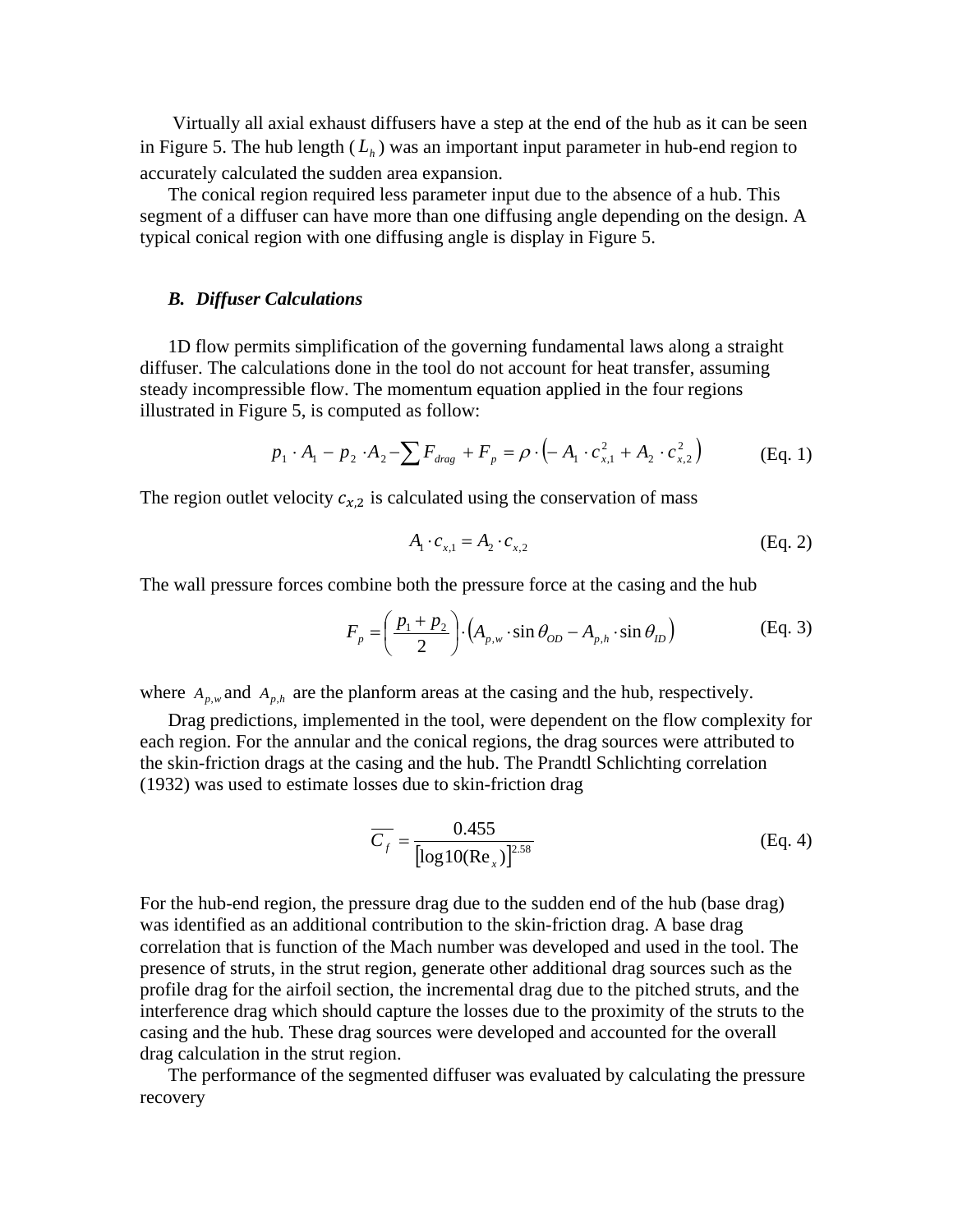Virtually all axial exhaust diffusers have a step at the end of the hub as it can be seen in Figure 5. The hub length ($L_h$) was an important input parameter in hub-end region to accurately calculated the sudden area expansion.

The conical region required less parameter input due to the absence of a hub. This segment of a diffuser can have more than one diffusing angle depending on the design. A typical conical region with one diffusing angle is display in Figure 5.

### *B. Diffuser Calculations*

1D flow permits simplification of the governing fundamental laws along a straight diffuser. The calculations done in the tool do not account for heat transfer, assuming steady incompressible flow. The momentum equation applied in the four regions illustrated in Figure 5, is computed as follow:

$$p_1 \cdot A_1 - p_2 \cdot A_2 - \sum F_{drag} + F_p = \rho \cdot \left( - A_1 \cdot c_{x,1}^2 + A_2 \cdot c_{x,2}^2 \right) \quad \text{(Eq. 1)}$$

The region outlet velocity $c_{x,2}$ is calculated using the conservation of mass

$$A_1 \cdot c_{x,1} = A_2 \cdot c_{x,2} \quad \text{(Eq. 2)}$$

The wall pressure forces combine both the pressure force at the casing and the hub

$$F_p = \left( \frac{p_1 + p_2}{2} \right) \cdot \left( A_{p,w} \cdot \sin \theta_{OD} - A_{p,h} \cdot \sin \theta_{ID} \right) \quad \text{(Eq. 3)}$$

where $A_{p,w}$ and $A_{p,h}$ are the planform areas at the casing and the hub, respectively.

Drag predictions, implemented in the tool, were dependent on the flow complexity for each region. For the annular and the conical regions, the drag sources were attributed to the skin-friction drags at the casing and the hub. The Prandtl Schlichting correlation (1932) was used to estimate losses due to skin-friction drag

$$\overline{C_f} = \frac{0.455}{\left[ \log 10(\mathrm{Re}_x) \right]^{2.58}} \quad \text{(Eq. 4)}$$

For the hub-end region, the pressure drag due to the sudden end of the hub (base drag) was identified as an additional contribution to the skin-friction drag. A base drag correlation that is function of the Mach number was developed and used in the tool. The presence of struts, in the strut region, generate other additional drag sources such as the profile drag for the airfoil section, the incremental drag due to the pitched struts, and the interference drag which should capture the losses due to the proximity of the struts to the casing and the hub. These drag sources were developed and accounted for the overall drag calculation in the strut region.

The performance of the segmented diffuser was evaluated by calculating the pressure recovery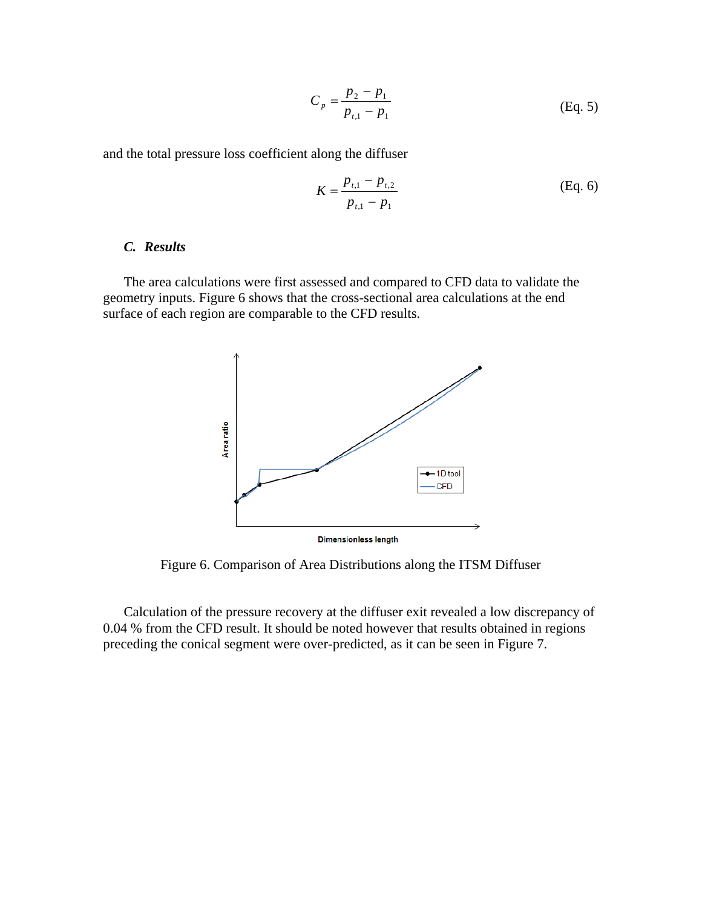$$C_p = \frac{p_2 - p_1}{p_{t,1} - p_1} \qquad \text{(Eq. 5)}$$

and the total pressure loss coefficient along the diffuser

$$K = \frac{p_{t,1} - p_{t,2}}{p_{t,1} - p_1} \qquad \text{(Eq. 6)}$$

### *C. Results*

The area calculations were first assessed and compared to CFD data to validate the geometry inputs. Figure 6 shows that the cross-sectional area calculations at the end surface of each region are comparable to the CFD results.

Figure 6. Comparison of Area Distributions along the ITSM Diffuser

Calculation of the pressure recovery at the diffuser exit revealed a low discrepancy of 0.04 % from the CFD result. It should be noted however that results obtained in regions preceding the conical segment were over-predicted, as it can be seen in Figure 7.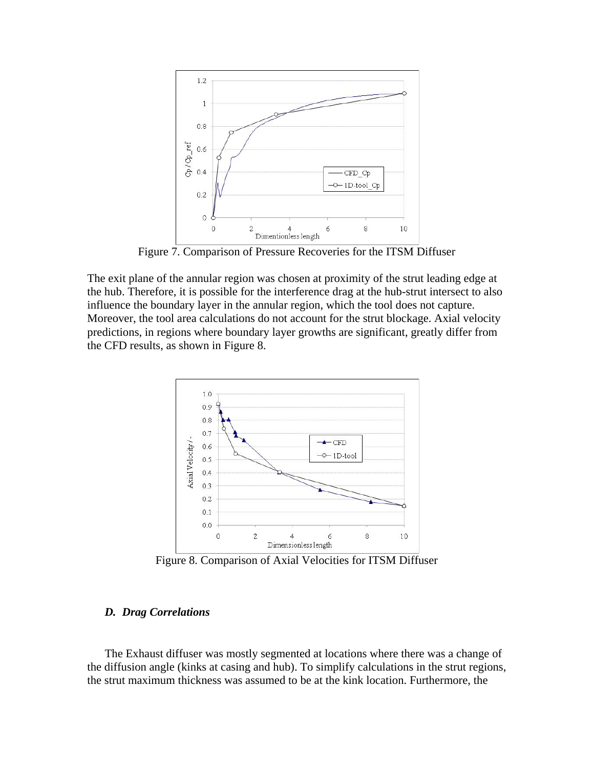Figure 7. Comparison of Pressure Recoveries for the ITSM Diffuser

The exit plane of the annular region was chosen at proximity of the strut leading edge at the hub. Therefore, it is possible for the interference drag at the hub-strut intersect to also influence the boundary layer in the annular region, which the tool does not capture. Moreover, the tool area calculations do not account for the strut blockage. Axial velocity predictions, in regions where boundary layer growths are significant, greatly differ from the CFD results, as shown in Figure 8.

Figure 8. Comparison of Axial Velocities for ITSM Diffuser

### *D. Drag Correlations*

The Exhaust diffuser was mostly segmented at locations where there was a change of the diffusion angle (kinks at casing and hub). To simplify calculations in the strut regions, the strut maximum thickness was assumed to be at the kink location. Furthermore, the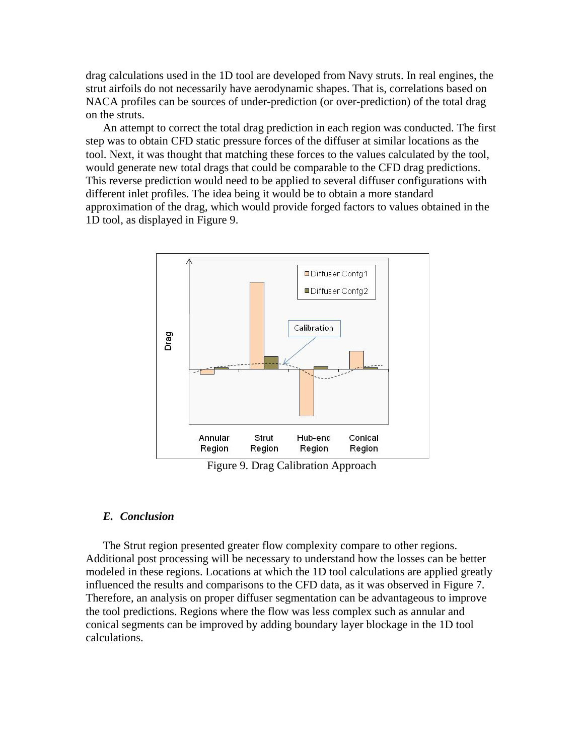drag calculations used in the 1D tool are developed from Navy struts. In real engines, the strut airfoils do not necessarily have aerodynamic shapes. That is, correlations based on NACA profiles can be sources of under-prediction (or over-prediction) of the total drag on the struts.

An attempt to correct the total drag prediction in each region was conducted. The first step was to obtain CFD static pressure forces of the diffuser at similar locations as the tool. Next, it was thought that matching these forces to the values calculated by the tool, would generate new total drags that could be comparable to the CFD drag predictions. This reverse prediction would need to be applied to several diffuser configurations with different inlet profiles. The idea being it would be to obtain a more standard approximation of the drag, which would provide forged factors to values obtained in the 1D tool, as displayed in Figure 9.

Figure 9. Drag Calibration Approach

### *E. Conclusion*

The Strut region presented greater flow complexity compare to other regions. Additional post processing will be necessary to understand how the losses can be better modeled in these regions. Locations at which the 1D tool calculations are applied greatly influenced the results and comparisons to the CFD data, as it was observed in Figure 7. Therefore, an analysis on proper diffuser segmentation can be advantageous to improve the tool predictions. Regions where the flow was less complex such as annular and conical segments can be improved by adding boundary layer blockage in the 1D tool calculations.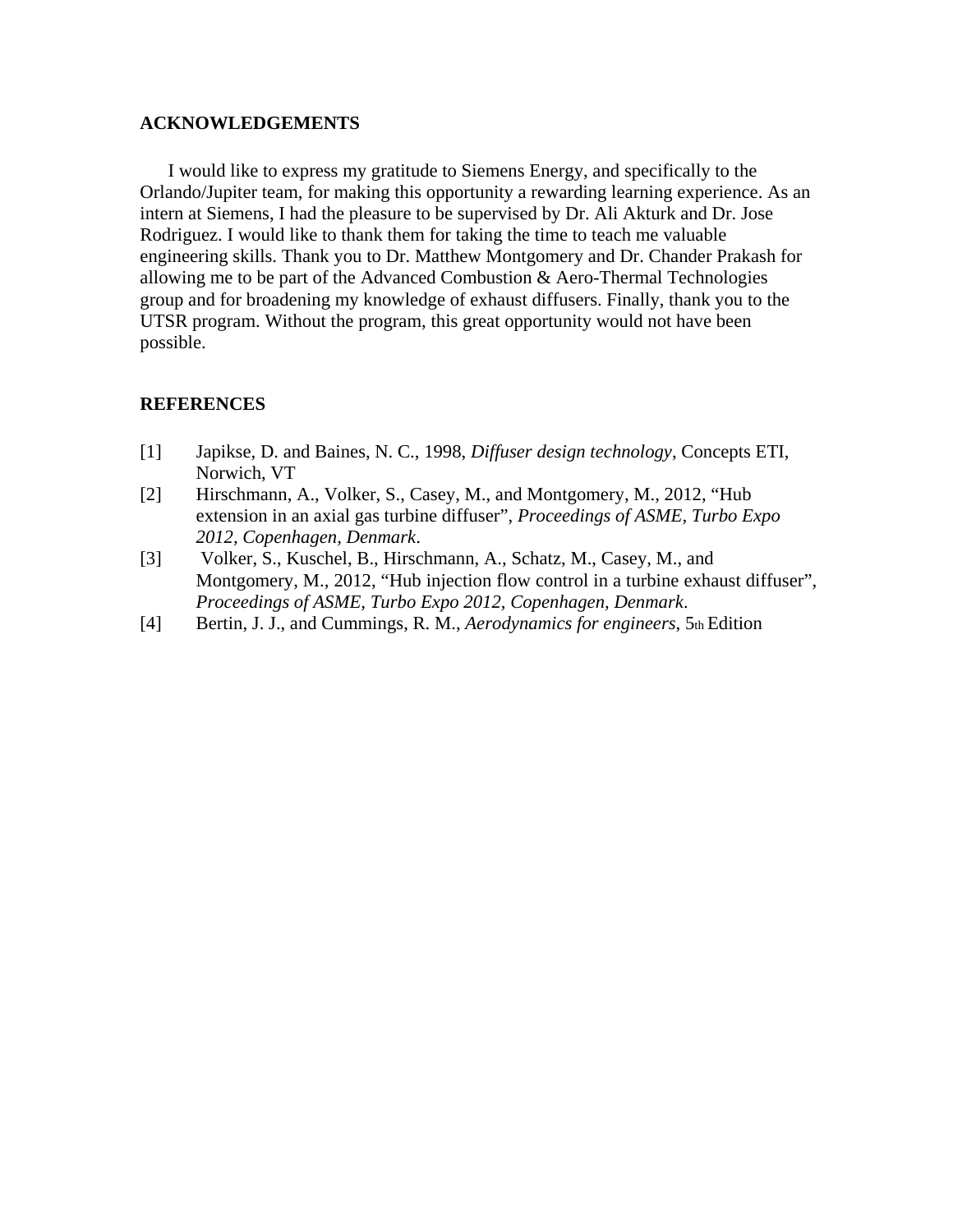## ACKNOWLEDGEMENTS

I would like to express my gratitude to Siemens Energy, and specifically to the Orlando/Jupiter team, for making this opportunity a rewarding learning experience. As an intern at Siemens, I had the pleasure to be supervised by Dr. Ali Akturk and Dr. Jose Rodriguez. I would like to thank them for taking the time to teach me valuable engineering skills. Thank you to Dr. Matthew Montgomery and Dr. Chander Prakash for allowing me to be part of the Advanced Combustion & Aero-Thermal Technologies group and for broadening my knowledge of exhaust diffusers. Finally, thank you to the UTSR program. Without the program, this great opportunity would not have been possible.

## REFERENCES

[1] Japikse, D. and Baines, N. C., 1998, *Diffuser design technology*, Concepts ETI, Norwich, VT

[2] Hirschmann, A., Volker, S., Casey, M., and Montgomery, M., 2012, “Hub extension in an axial gas turbine diffuser”, *Proceedings of ASME, Turbo Expo 2012, Copenhagen, Denmark*.

[3] Volker, S., Kuschel, B., Hirschmann, A., Schatz, M., Casey, M., and Montgomery, M., 2012, “Hub injection flow control in a turbine exhaust diffuser”, *Proceedings of ASME, Turbo Expo 2012, Copenhagen, Denmark*.

[4] Bertin, J. J., and Cummings, R. M., *Aerodynamics for engineers*, 5th Edition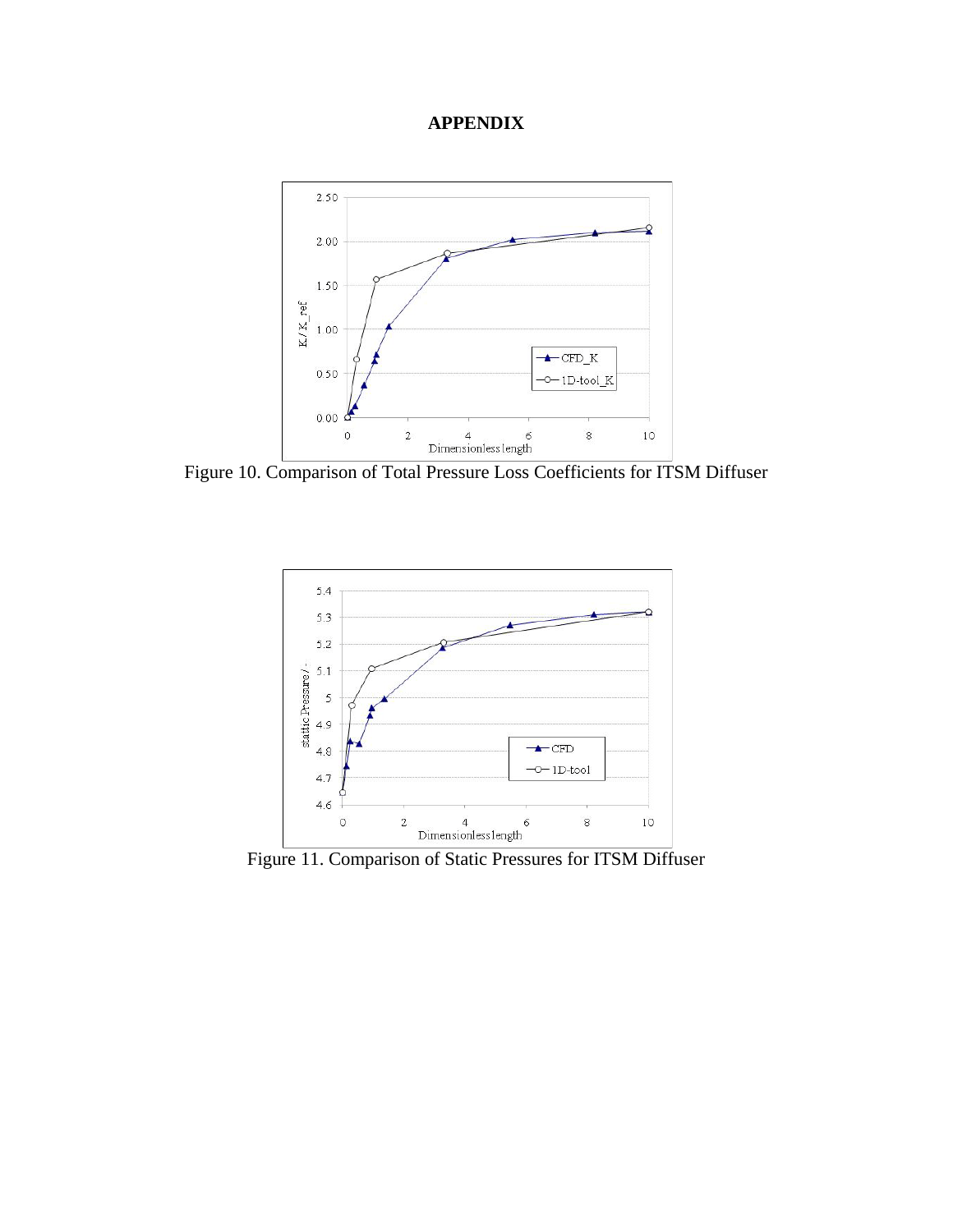# APPENDIX

Figure 10. Comparison of Total Pressure Loss Coefficients for ITSM Diffuser

Figure 11. Comparison of Static Pressures for ITSM Diffuser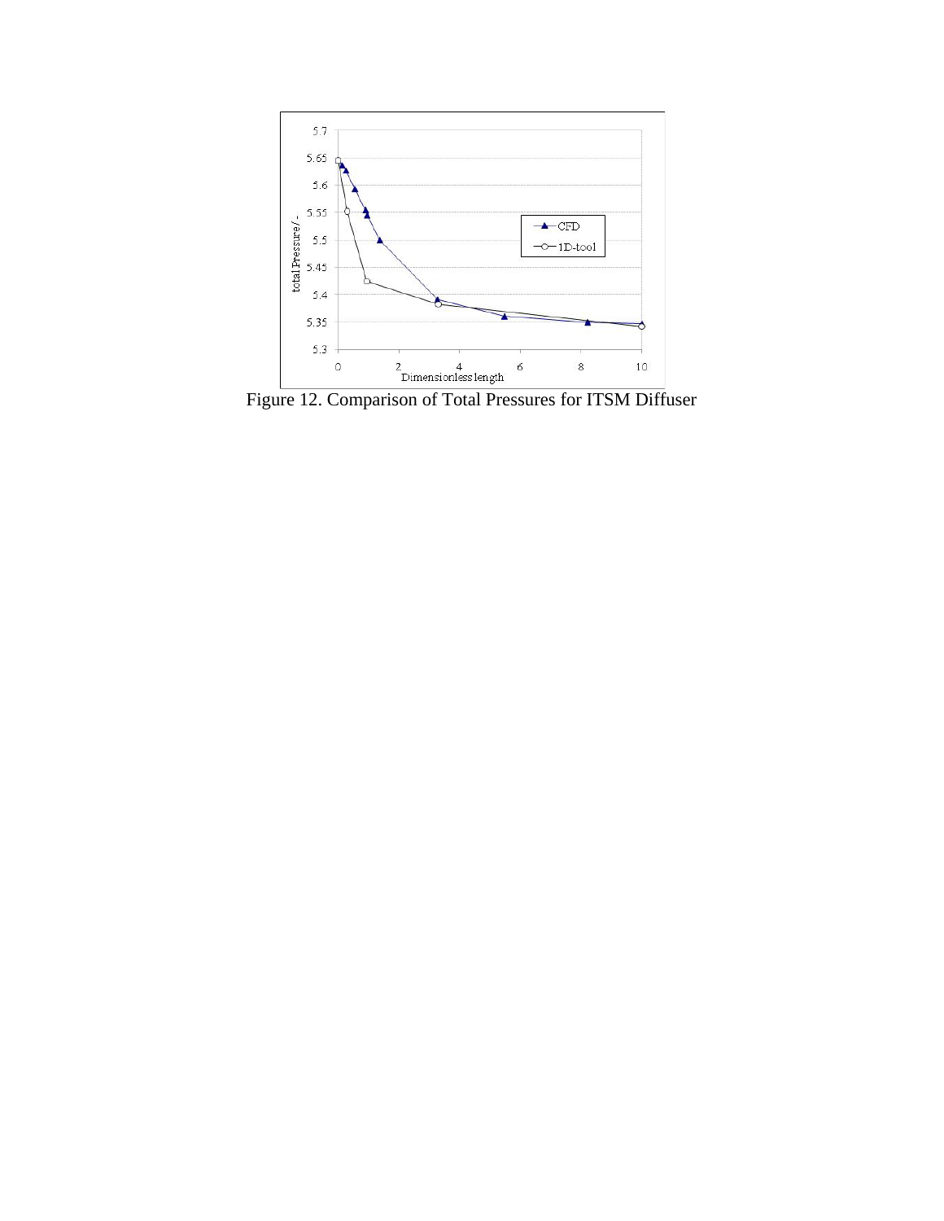5.7

5.65

5.6

5.55

5.5

5.45

5.4

5.35

5.3

total Pressure/ -

0 2 4 6 8 10

Dimensionless length

CFD

1D-tool

Figure 12. Comparison of Total Pressures for ITSM Diffuser